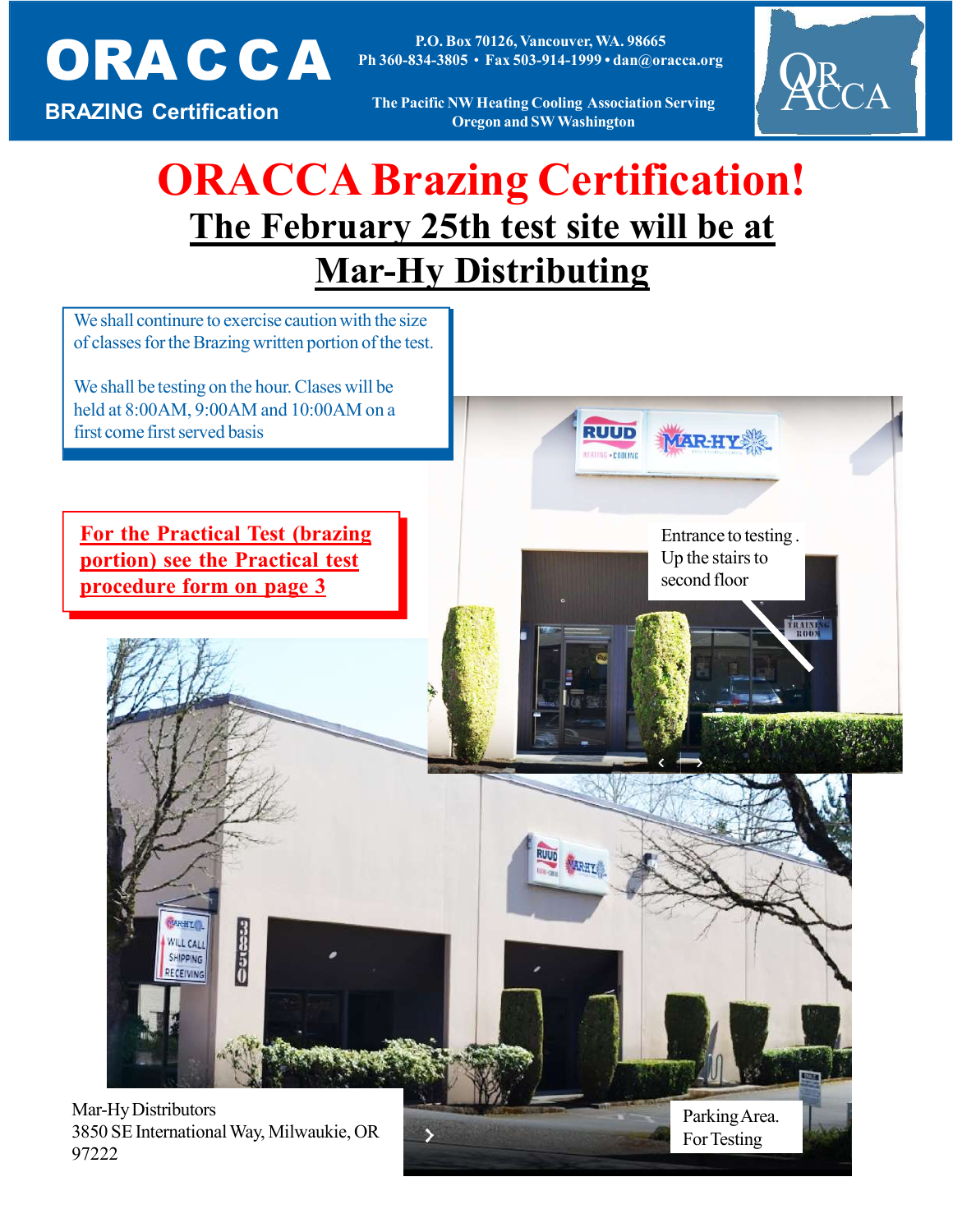# ORACCA

**BRAZING Certification**

P.O. Box 70126, Vancouver, WA. 98665
Ph 360-834-3805 • Fax 503-914-1999 • dan@oracca.org

The Pacific NW Heating Cooling Association Serving Oregon and SW Washington

# ORACCA Brazing Certification!

## The February 25th test site will be at Mar-Hy Distributing

We shall continure to exercise caution with the size of classes for the Brazing written portion of the test.

We shall be testing on the hour. Clases will be held at 8:00AM, 9:00AM and 10:00AM on a first come first served basis

**For the Practical Test (brazing portion) see the Practical test procedure form on page 3**

Entrance to testing . Up the stairs to second floor

Mar-Hy Distributors
3850 SE International Way, Milwaukie, OR 97222

Parking Area. For Testing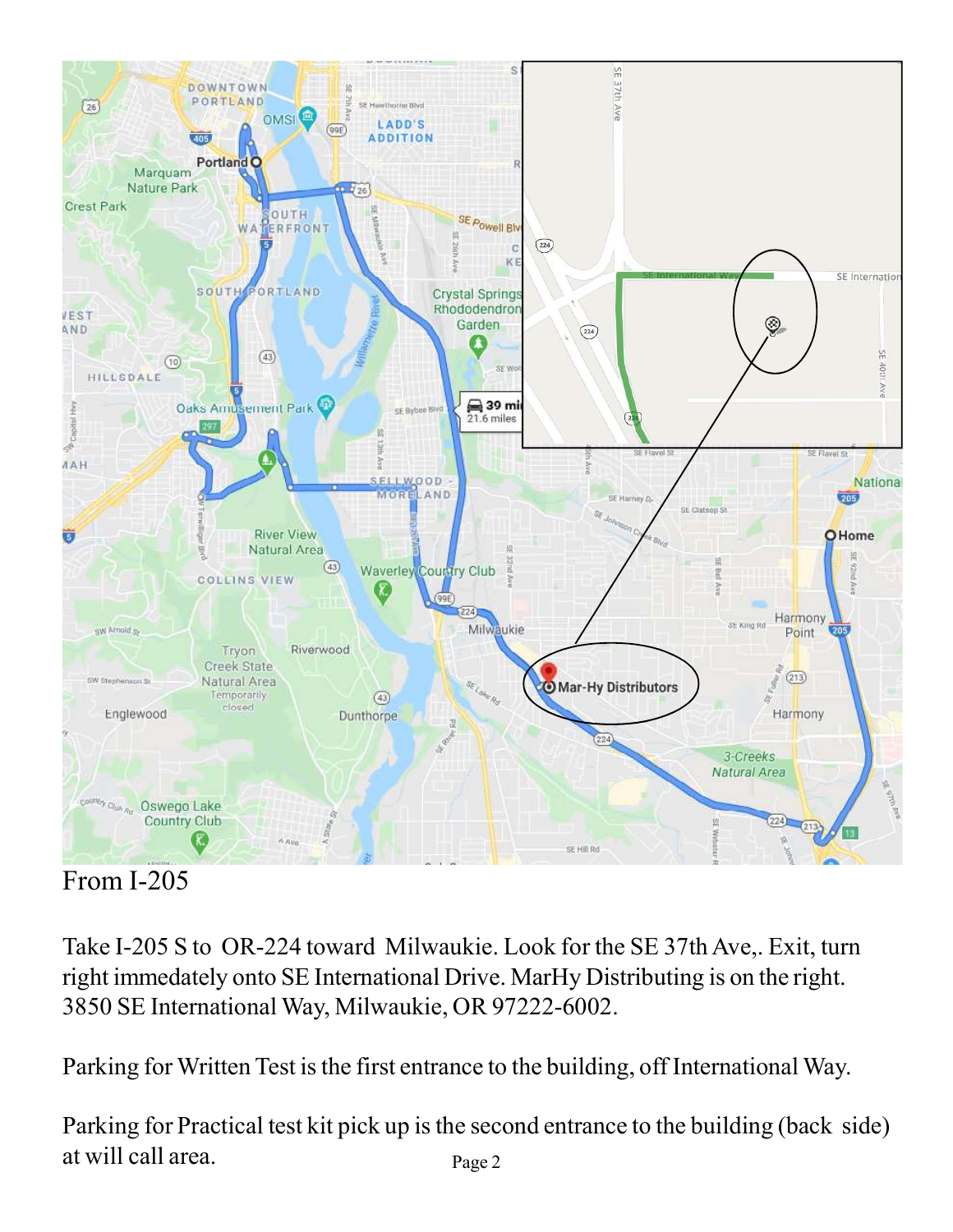From I-205

Take I-205 S to OR-224 toward Milwaukie. Look for the SE 37th Ave,. Exit, turn right immedately onto SE International Drive. MarHy Distributing is on the right. 3850 SE International Way, Milwaukie, OR 97222-6002.

Parking for Written Test is the first entrance to the building, off International Way.

Parking for Practical test kit pick up is the second entrance to the building (back side) at will call area.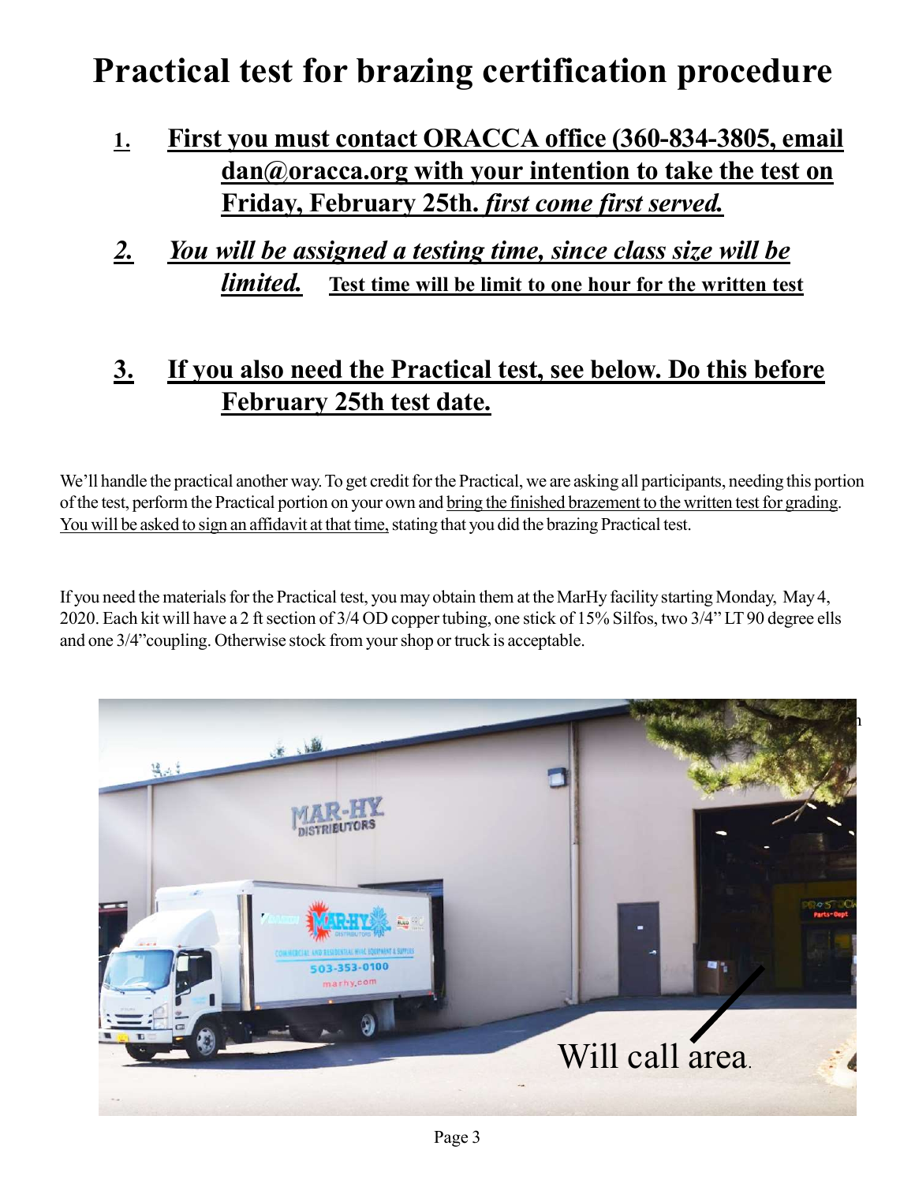# Practical test for brazing certification procedure

1. **First you must contact ORACCA office (360-834-3805, email dan@oracca.org with your intention to take the test on Friday, February 25th. *first come first served.***

2. ***You will be assigned a testing time, since class size will be limited.*** **Test time will be limit to one hour for the written test**

3. **If you also need the Practical test, see below. Do this before February 25th test date.**

We'll handle the practical another way. To get credit for the Practical, we are asking all participants, needing this portion of the test, perform the Practical portion on your own and bring the finished brazement to the written test for grading. You will be asked to sign an affidavit at that time, stating that you did the brazing Practical test.

If you need the materials for the Practical test, you may obtain them at the MarHy facility starting Monday, May 4, 2020. Each kit will have a 2 ft section of 3/4 OD copper tubing, one stick of 15% Silfos, two 3/4" LT 90 degree ells and one 3/4" coupling. Otherwise stock from your shop or truck is acceptable.

Will call area.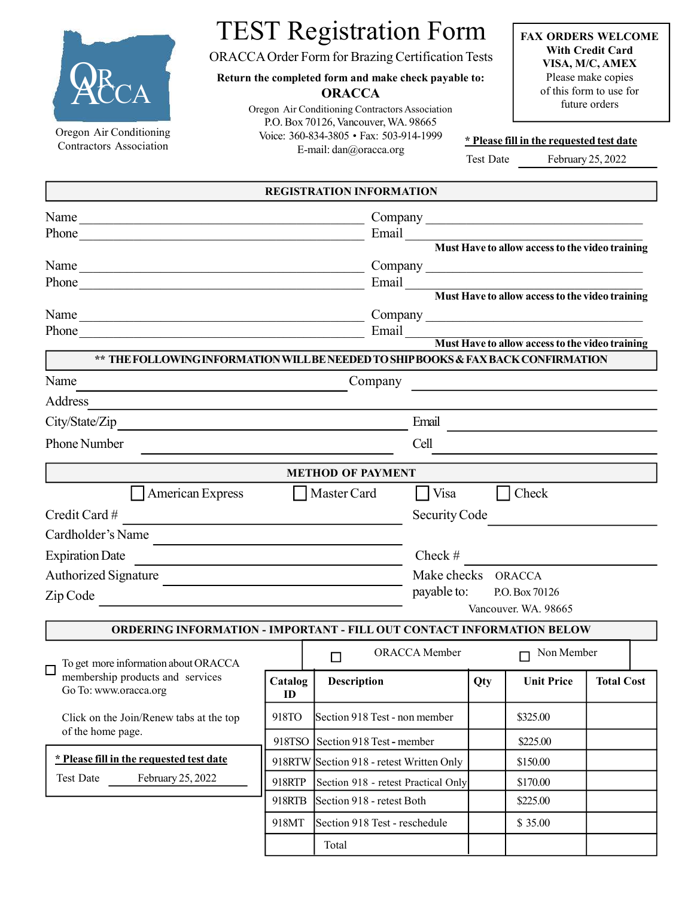ORACCA

Oregon Air Conditioning Contractors Association

# TEST Registration Form

ORACCA Order Form for Brazing Certification Tests

**Return the completed form and make check payable to:**

**ORACCA**

Oregon Air Conditioning Contractors Association
P.O. Box 70126, Vancouver, WA. 98665
Voice: 360-834-3805 • Fax: 503-914-1999
E-mail: dan@oracca.org

**FAX ORDERS WELCOME**
**With Credit Card**
**VISA, M/C, AMEX**
Please make copies of this form to use for future orders

**\* Please fill in the requested test date**

Test Date February 25, 2022

## REGISTRATION INFORMATION

Name ______________________ Company ______________________
Phone ______________________ Email ______________________
**Must Have to allow access to the video training**

Name ______________________ Company ______________________
Phone ______________________ Email ______________________
**Must Have to allow access to the video training**

Name ______________________ Company ______________________
Phone ______________________ Email ______________________
**Must Have to allow access to the video training**

## ** THE FOLLOWING INFORMATION WILL BE NEEDED TO SHIP BOOKS & FAX BACK CONFIRMATION

Name ______________________ Company ______________________
Address ______________________
City/State/Zip ______________________ Email ______________________
Phone Number ______________________ Cell ______________________

## METHOD OF PAYMENT

☐ American Express ☐ Master Card ☐ Visa ☐ Check

Credit Card # ______________________ Security Code ______________________
Cardholder's Name ______________________
Expiration Date ______________________ Check # ______________________
Authorized Signature ______________________
Zip Code ______________________

Make checks payable to: ORACCA
P.O. Box 70126
Vancouver. WA. 98665

## ORDERING INFORMATION - IMPORTANT - FILL OUT CONTACT INFORMATION BELOW

☐ To get more information about ORACCA membership products and services Go To: www.oracca.org

Click on the Join/Renew tabs at the top of the home page.

**\* Please fill in the requested test date**

Test Date February 25, 2022

☐ ORACCA Member ☐ Non Member

| Catalog ID | Description | Qty | Unit Price | Total Cost |
|---|---|---|---|---|
| 918TO | Section 918 Test - non member | | $325.00 | |
| 918TSO | Section 918 Test - member | | $225.00 | |
| 918RTW | Section 918 - retest Written Only | | $150.00 | |
| 918RTP | Section 918 - retest Practical Only | | $170.00 | |
| 918RTB | Section 918 - retest Both | | $225.00 | |
| 918MT | Section 918 Test - reschedule | | $ 35.00 | |
| | Total | | | |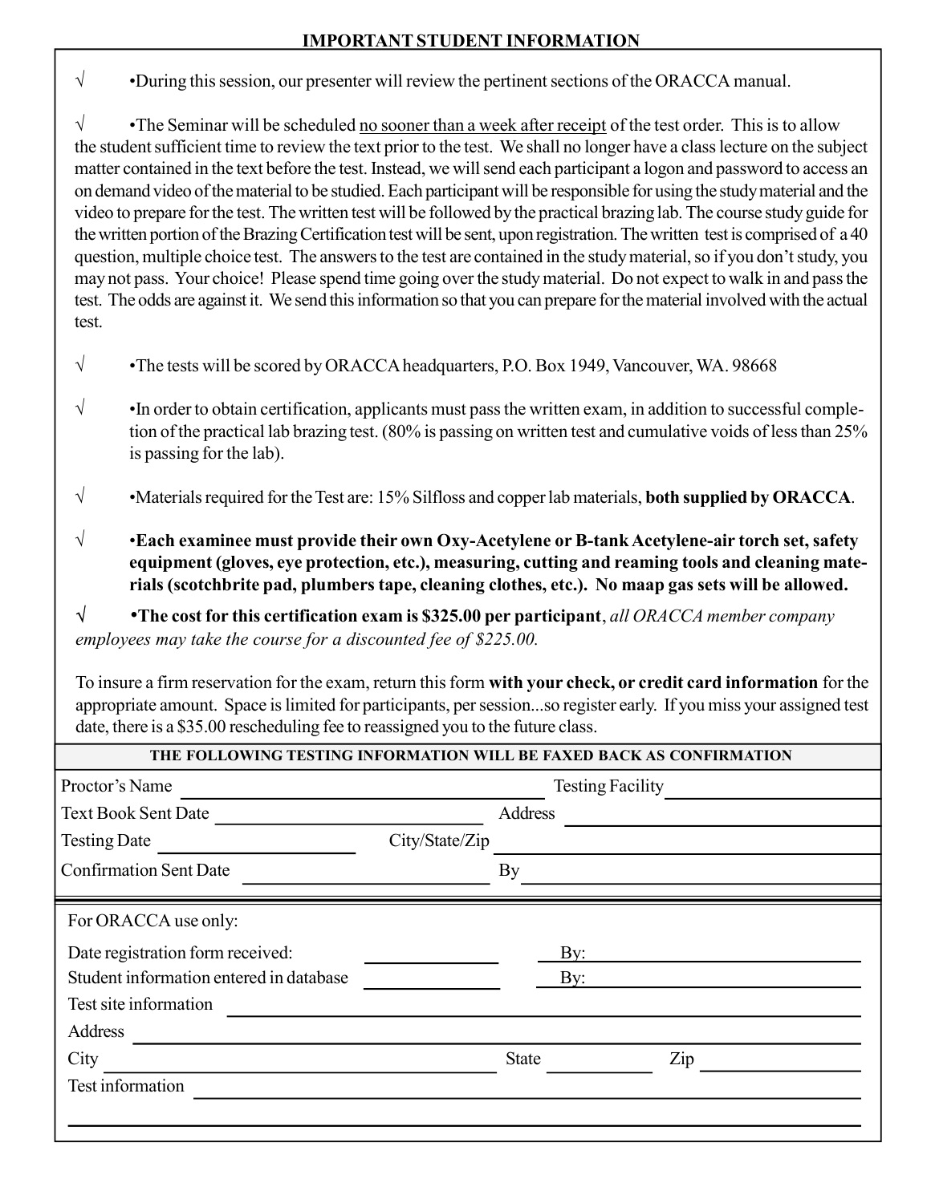## IMPORTANT STUDENT INFORMATION

√ •During this session, our presenter will review the pertinent sections of the ORACCA manual.

√ •The Seminar will be scheduled no sooner than a week after receipt of the test order. This is to allow the student sufficient time to review the text prior to the test. We shall no longer have a class lecture on the subject matter contained in the text before the test. Instead, we will send each participant a logon and password to access an on demand video of the material to be studied. Each participant will be responsible for using the study material and the video to prepare for the test. The written test will be followed by the practical brazing lab. The course study guide for the written portion of the Brazing Certification test will be sent, upon registration. The written test is comprised of a 40 question, multiple choice test. The answers to the test are contained in the study material, so if you don't study, you may not pass. Your choice! Please spend time going over the study material. Do not expect to walk in and pass the test. The odds are against it. We send this information so that you can prepare for the material involved with the actual test.

√ •The tests will be scored by ORACCA headquarters, P.O. Box 1949, Vancouver, WA. 98668

√ •In order to obtain certification, applicants must pass the written exam, in addition to successful completion of the practical lab brazing test. (80% is passing on written test and cumulative voids of less than 25% is passing for the lab).

√ •Materials required for the Test are: 15% Silfloss and copper lab materials, **both supplied by ORACCA**.

√ **•Each examinee must provide their own Oxy-Acetylene or B-tank Acetylene-air torch set, safety equipment (gloves, eye protection, etc.), measuring, cutting and reaming tools and cleaning materials (scotchbrite pad, plumbers tape, cleaning clothes, etc.). No maap gas sets will be allowed.**

√ **•The cost for this certification exam is $325.00 per participant**, *all ORACCA member company employees may take the course for a discounted fee of $225.00.*

To insure a firm reservation for the exam, return this form **with your check, or credit card information** for the appropriate amount. Space is limited for participants, per session...so register early. If you miss your assigned test date, there is a $35.00 rescheduling fee to reassigned you to the future class.

**THE FOLLOWING TESTING INFORMATION WILL BE FAXED BACK AS CONFIRMATION**

Proctor's Name ______________________ Testing Facility ______________________

Text Book Sent Date ______________________ Address ______________________

Testing Date ______________________ City/State/Zip ______________________

Confirmation Sent Date ______________________ By ______________________

For ORACCA use only:

Date registration form received: __________ By: ______________________

Student information entered in database __________ By: ______________________

Test site information ______________________

Address ______________________

City ______________________ State __________ Zip __________

Test information ______________________